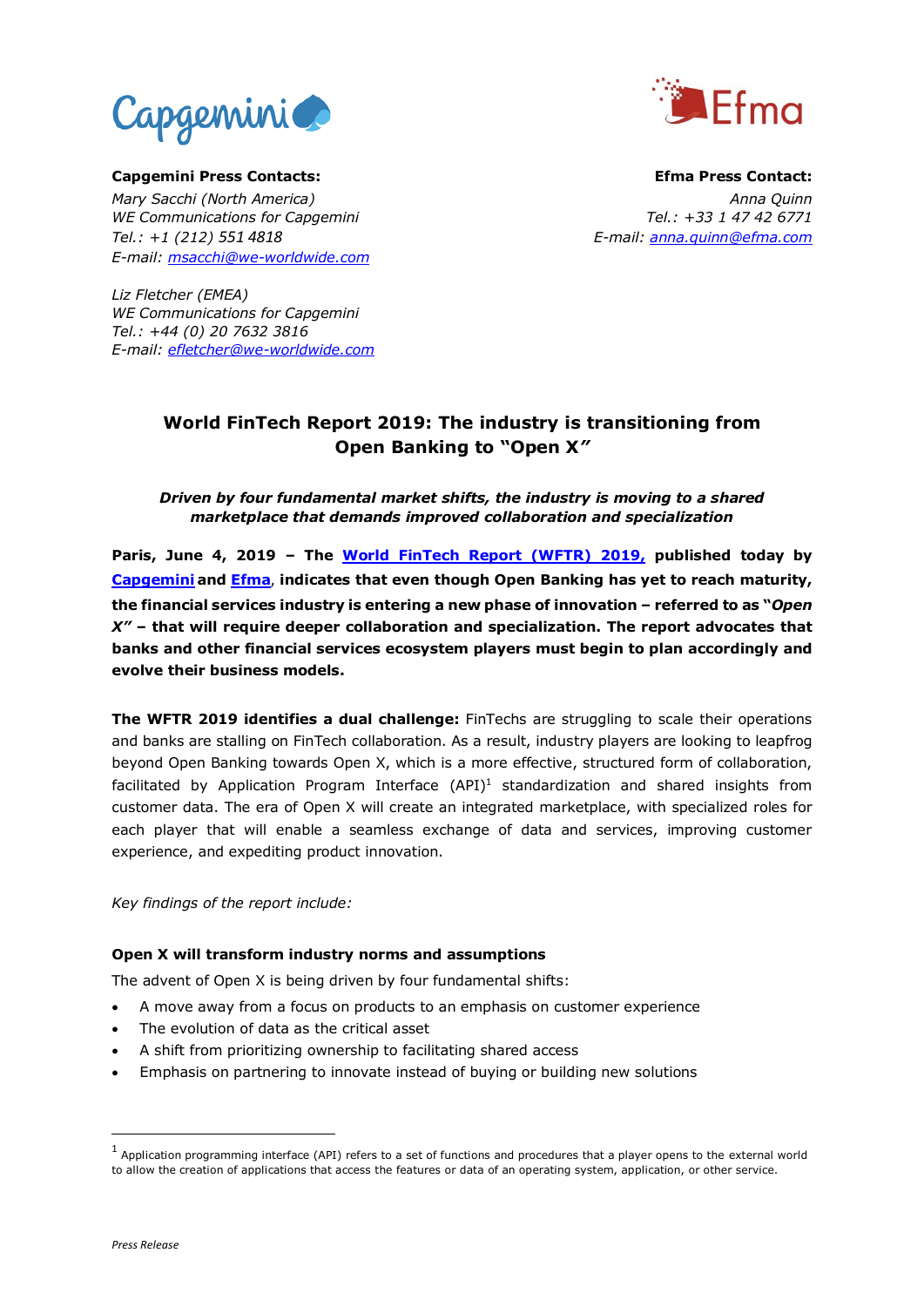**Capgemini Press Contacts:**

*Mary Sacchi (North America)*
*WE Communications for Capgemini*
*Tel.: +1 (212) 551 4818*
*E-mail: msacchi@we-worldwide.com*

*Liz Fletcher (EMEA)*
*WE Communications for Capgemini*
*Tel.: +44 (0) 20 7632 3816*
*E-mail: efletcher@we-worldwide.com*

**Efma Press Contact:**

*Anna Quinn*
*Tel.: +33 1 47 42 6771*
*E-mail: anna.quinn@efma.com*

# World FinTech Report 2019: The industry is transitioning from Open Banking to "Open X"

***Driven by four fundamental market shifts, the industry is moving to a shared marketplace that demands improved collaboration and specialization***

**Paris, June 4, 2019 – The World FinTech Report (WFTR) 2019, published today by Capgemini and Efma, indicates that even though Open Banking has yet to reach maturity, the financial services industry is entering a new phase of innovation – referred to as "*Open X*" – that will require deeper collaboration and specialization. The report advocates that banks and other financial services ecosystem players must begin to plan accordingly and evolve their business models.**

**The WFTR 2019 identifies a dual challenge:** FinTechs are struggling to scale their operations and banks are stalling on FinTech collaboration. As a result, industry players are looking to leapfrog beyond Open Banking towards Open X, which is a more effective, structured form of collaboration, facilitated by Application Program Interface (API)[1] standardization and shared insights from customer data. The era of Open X will create an integrated marketplace, with specialized roles for each player that will enable a seamless exchange of data and services, improving customer experience, and expediting product innovation.

*Key findings of the report include:*

**Open X will transform industry norms and assumptions**

The advent of Open X is being driven by four fundamental shifts:

- A move away from a focus on products to an emphasis on customer experience
- The evolution of data as the critical asset
- A shift from prioritizing ownership to facilitating shared access
- Emphasis on partnering to innovate instead of buying or building new solutions

[1] Application programming interface (API) refers to a set of functions and procedures that a player opens to the external world to allow the creation of applications that access the features or data of an operating system, application, or other service.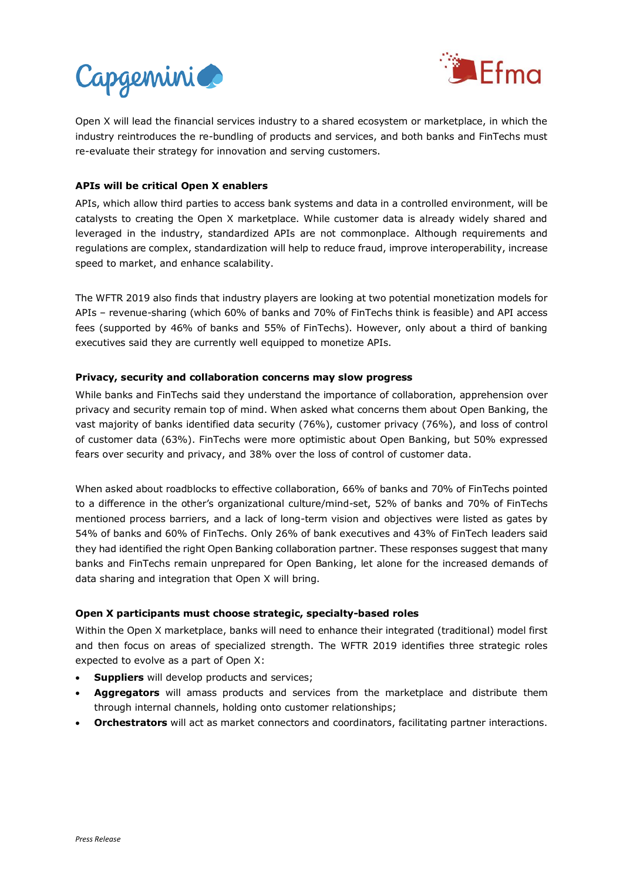Open X will lead the financial services industry to a shared ecosystem or marketplace, in which the industry reintroduces the re-bundling of products and services, and both banks and FinTechs must re-evaluate their strategy for innovation and serving customers.

**APIs will be critical Open X enablers**

APIs, which allow third parties to access bank systems and data in a controlled environment, will be catalysts to creating the Open X marketplace. While customer data is already widely shared and leveraged in the industry, standardized APIs are not commonplace. Although requirements and regulations are complex, standardization will help to reduce fraud, improve interoperability, increase speed to market, and enhance scalability.

The WFTR 2019 also finds that industry players are looking at two potential monetization models for APIs – revenue-sharing (which 60% of banks and 70% of FinTechs think is feasible) and API access fees (supported by 46% of banks and 55% of FinTechs). However, only about a third of banking executives said they are currently well equipped to monetize APIs.

**Privacy, security and collaboration concerns may slow progress**

While banks and FinTechs said they understand the importance of collaboration, apprehension over privacy and security remain top of mind. When asked what concerns them about Open Banking, the vast majority of banks identified data security (76%), customer privacy (76%), and loss of control of customer data (63%). FinTechs were more optimistic about Open Banking, but 50% expressed fears over security and privacy, and 38% over the loss of control of customer data.

When asked about roadblocks to effective collaboration, 66% of banks and 70% of FinTechs pointed to a difference in the other's organizational culture/mind-set, 52% of banks and 70% of FinTechs mentioned process barriers, and a lack of long-term vision and objectives were listed as gates by 54% of banks and 60% of FinTechs. Only 26% of bank executives and 43% of FinTech leaders said they had identified the right Open Banking collaboration partner. These responses suggest that many banks and FinTechs remain unprepared for Open Banking, let alone for the increased demands of data sharing and integration that Open X will bring.

**Open X participants must choose strategic, specialty-based roles**

Within the Open X marketplace, banks will need to enhance their integrated (traditional) model first and then focus on areas of specialized strength. The WFTR 2019 identifies three strategic roles expected to evolve as a part of Open X:

- **Suppliers** will develop products and services;
- **Aggregators** will amass products and services from the marketplace and distribute them through internal channels, holding onto customer relationships;
- **Orchestrators** will act as market connectors and coordinators, facilitating partner interactions.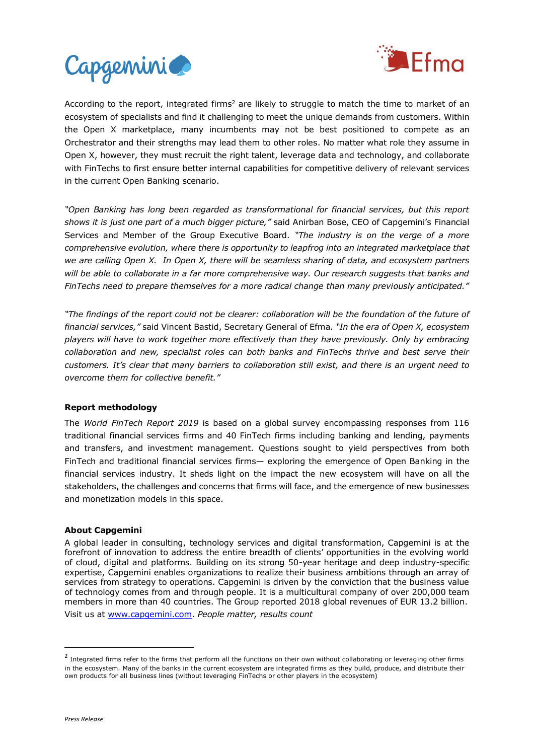According to the report, integrated firms[2] are likely to struggle to match the time to market of an ecosystem of specialists and find it challenging to meet the unique demands from customers. Within the Open X marketplace, many incumbents may not be best positioned to compete as an Orchestrator and their strengths may lead them to other roles. No matter what role they assume in Open X, however, they must recruit the right talent, leverage data and technology, and collaborate with FinTechs to first ensure better internal capabilities for competitive delivery of relevant services in the current Open Banking scenario.

*"Open Banking has long been regarded as transformational for financial services, but this report shows it is just one part of a much bigger picture,"* said Anirban Bose, CEO of Capgemini's Financial Services and Member of the Group Executive Board. *"The industry is on the verge of a more comprehensive evolution, where there is opportunity to leapfrog into an integrated marketplace that we are calling Open X. In Open X, there will be seamless sharing of data, and ecosystem partners will be able to collaborate in a far more comprehensive way. Our research suggests that banks and FinTechs need to prepare themselves for a more radical change than many previously anticipated."*

*"The findings of the report could not be clearer: collaboration will be the foundation of the future of financial services,"* said Vincent Bastid, Secretary General of Efma. *"In the era of Open X, ecosystem players will have to work together more effectively than they have previously. Only by embracing collaboration and new, specialist roles can both banks and FinTechs thrive and best serve their customers. It's clear that many barriers to collaboration still exist, and there is an urgent need to overcome them for collective benefit."*

**Report methodology**

The *World FinTech Report 2019* is based on a global survey encompassing responses from 116 traditional financial services firms and 40 FinTech firms including banking and lending, payments and transfers, and investment management. Questions sought to yield perspectives from both FinTech and traditional financial services firms— exploring the emergence of Open Banking in the financial services industry. It sheds light on the impact the new ecosystem will have on all the stakeholders, the challenges and concerns that firms will face, and the emergence of new businesses and monetization models in this space.

**About Capgemini**

A global leader in consulting, technology services and digital transformation, Capgemini is at the forefront of innovation to address the entire breadth of clients' opportunities in the evolving world of cloud, digital and platforms. Building on its strong 50-year heritage and deep industry-specific expertise, Capgemini enables organizations to realize their business ambitions through an array of services from strategy to operations. Capgemini is driven by the conviction that the business value of technology comes from and through people. It is a multicultural company of over 200,000 team members in more than 40 countries. The Group reported 2018 global revenues of EUR 13.2 billion.

Visit us at [www.capgemini.com](http://www.capgemini.com). *People matter, results count*

---

[2] Integrated firms refer to the firms that perform all the functions on their own without collaborating or leveraging other firms in the ecosystem. Many of the banks in the current ecosystem are integrated firms as they build, produce, and distribute their own products for all business lines (without leveraging FinTechs or other players in the ecosystem)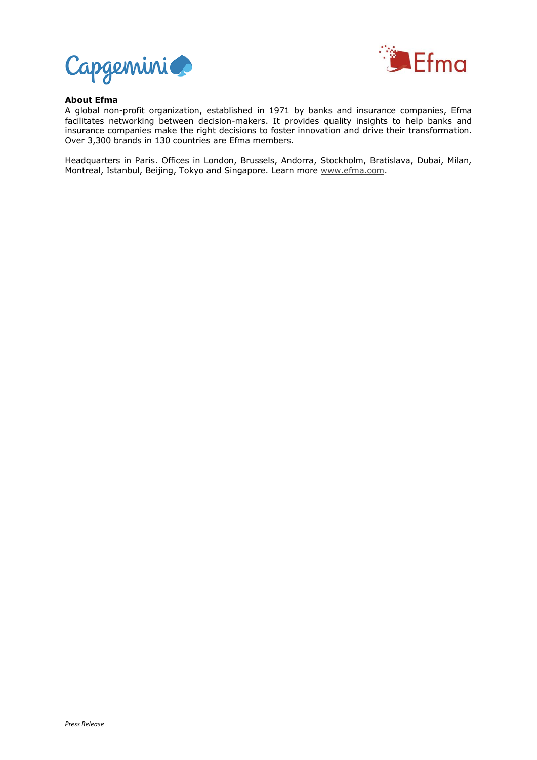**About Efma**

A global non-profit organization, established in 1971 by banks and insurance companies, Efma facilitates networking between decision-makers. It provides quality insights to help banks and insurance companies make the right decisions to foster innovation and drive their transformation. Over 3,300 brands in 130 countries are Efma members.

Headquarters in Paris. Offices in London, Brussels, Andorra, Stockholm, Bratislava, Dubai, Milan, Montreal, Istanbul, Beijing, Tokyo and Singapore. Learn more www.efma.com.